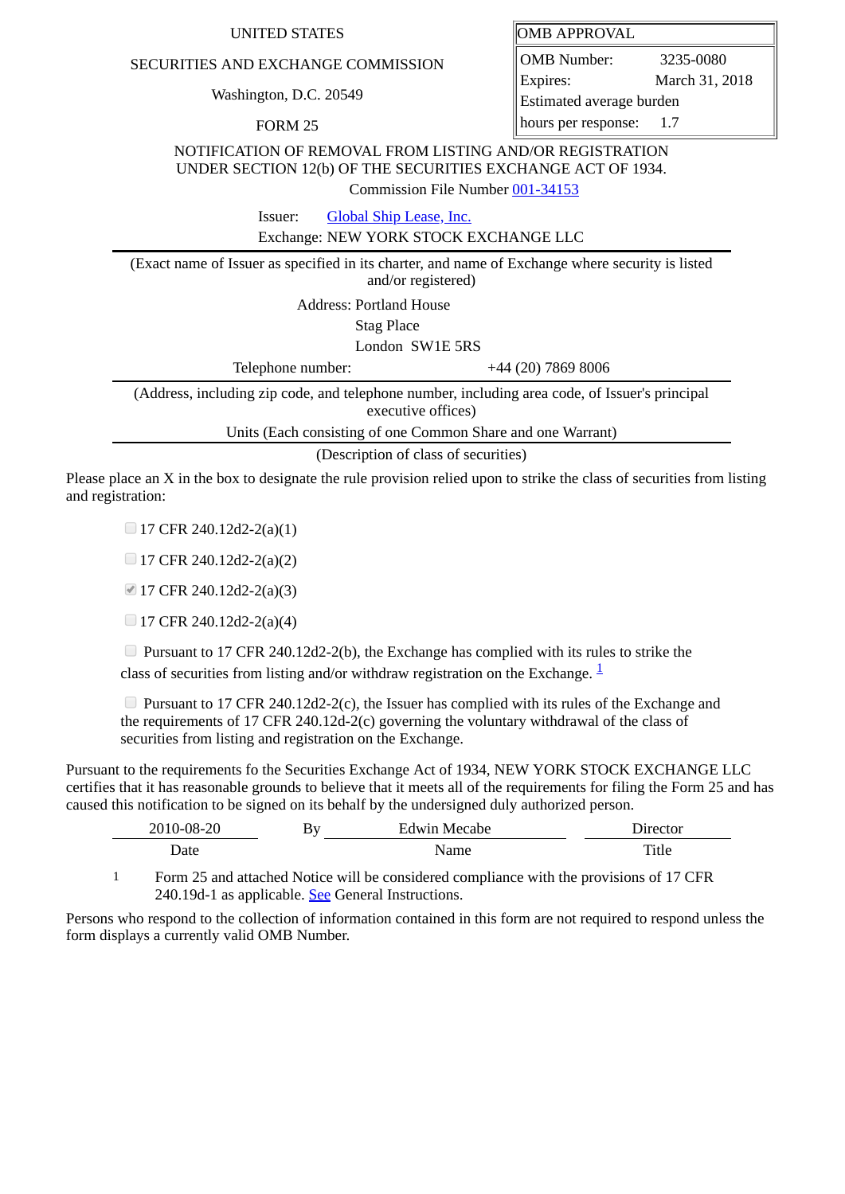UNITED STATES

SECURITIES AND EXCHANGE COMMISSION

Washington, D.C. 20549

FORM 25

| OMB APPROVAL | |
|---|---|
| OMB Number: | 3235-0080 |
| Expires: | March 31, 2018 |
| Estimated average burden hours per response: | 1.7 |

NOTIFICATION OF REMOVAL FROM LISTING AND/OR REGISTRATION UNDER SECTION 12(b) OF THE SECURITIES EXCHANGE ACT OF 1934.

Commission File Number 001-34153

Issuer: Global Ship Lease, Inc.

Exchange: NEW YORK STOCK EXCHANGE LLC

(Exact name of Issuer as specified in its charter, and name of Exchange where security is listed and/or registered)

Address: Portland House
Stag Place
London SW1E 5RS

Telephone number: +44 (20) 7869 8006

(Address, including zip code, and telephone number, including area code, of Issuer's principal executive offices)

Units (Each consisting of one Common Share and one Warrant)

(Description of class of securities)

Please place an X in the box to designate the rule provision relied upon to strike the class of securities from listing and registration:

- ☐ 17 CFR 240.12d2-2(a)(1)
- ☐ 17 CFR 240.12d2-2(a)(2)
- ☑ 17 CFR 240.12d2-2(a)(3)
- ☐ 17 CFR 240.12d2-2(a)(4)
- ☐ Pursuant to 17 CFR 240.12d2-2(b), the Exchange has complied with its rules to strike the class of securities from listing and/or withdraw registration on the Exchange. [1]
- ☐ Pursuant to 17 CFR 240.12d2-2(c), the Issuer has complied with its rules of the Exchange and the requirements of 17 CFR 240.12d-2(c) governing the voluntary withdrawal of the class of securities from listing and registration on the Exchange.

Pursuant to the requirements fo the Securities Exchange Act of 1934, NEW YORK STOCK EXCHANGE LLC certifies that it has reasonable grounds to believe that it meets all of the requirements for filing the Form 25 and has caused this notification to be signed on its behalf by the undersigned duly authorized person.

| 2010-08-20 | By | Edwin Mecabe | Director |
|---|---|---|---|
| Date | | Name | Title |

1 Form 25 and attached Notice will be considered compliance with the provisions of 17 CFR 240.19d-1 as applicable. See General Instructions.

Persons who respond to the collection of information contained in this form are not required to respond unless the form displays a currently valid OMB Number.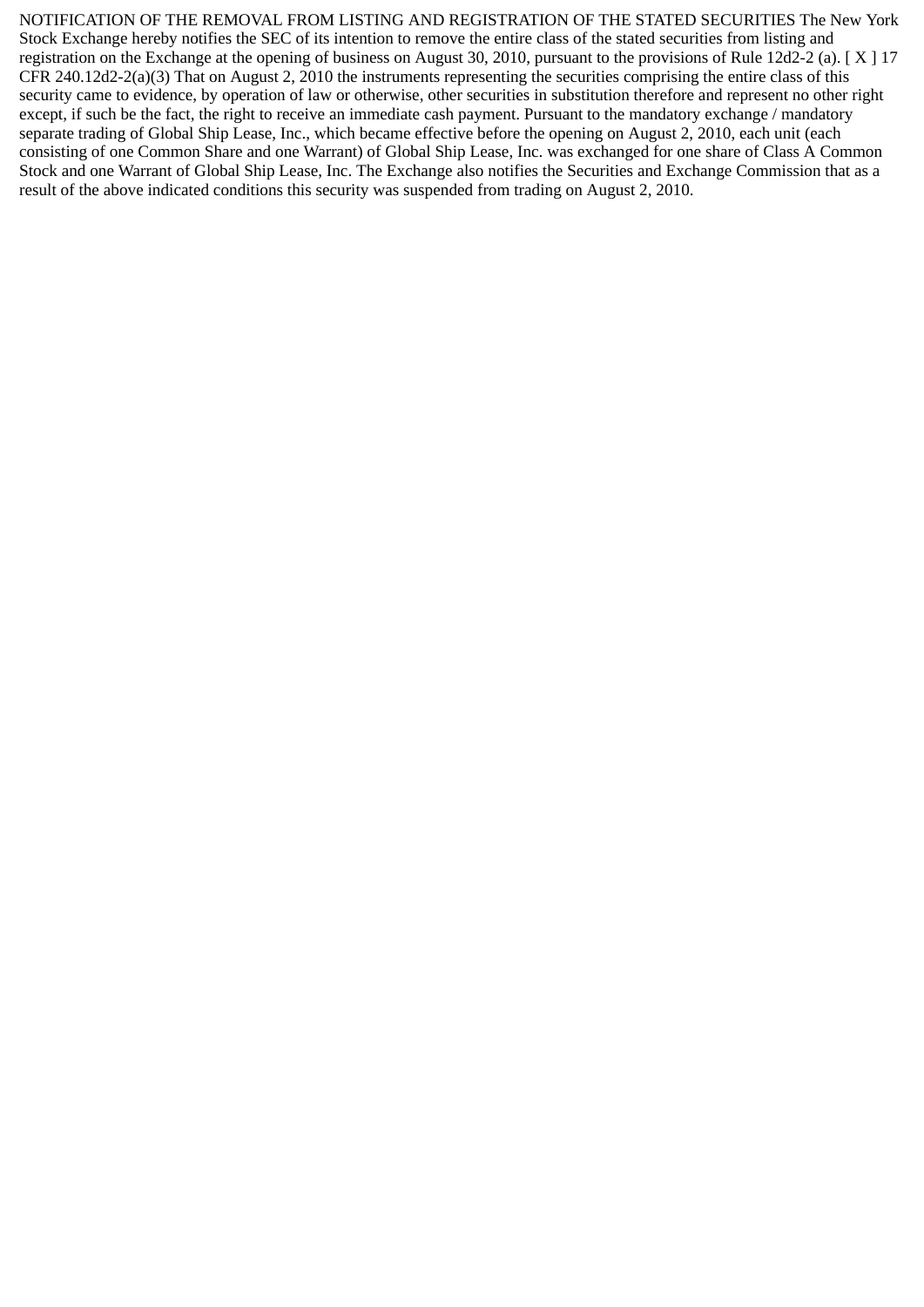NOTIFICATION OF THE REMOVAL FROM LISTING AND REGISTRATION OF THE STATED SECURITIES The New York Stock Exchange hereby notifies the SEC of its intention to remove the entire class of the stated securities from listing and registration on the Exchange at the opening of business on August 30, 2010, pursuant to the provisions of Rule 12d2-2 (a). [ X ] 17 CFR 240.12d2-2(a)(3) That on August 2, 2010 the instruments representing the securities comprising the entire class of this security came to evidence, by operation of law or otherwise, other securities in substitution therefore and represent no other right except, if such be the fact, the right to receive an immediate cash payment. Pursuant to the mandatory exchange / mandatory separate trading of Global Ship Lease, Inc., which became effective before the opening on August 2, 2010, each unit (each consisting of one Common Share and one Warrant) of Global Ship Lease, Inc. was exchanged for one share of Class A Common Stock and one Warrant of Global Ship Lease, Inc. The Exchange also notifies the Securities and Exchange Commission that as a result of the above indicated conditions this security was suspended from trading on August 2, 2010.